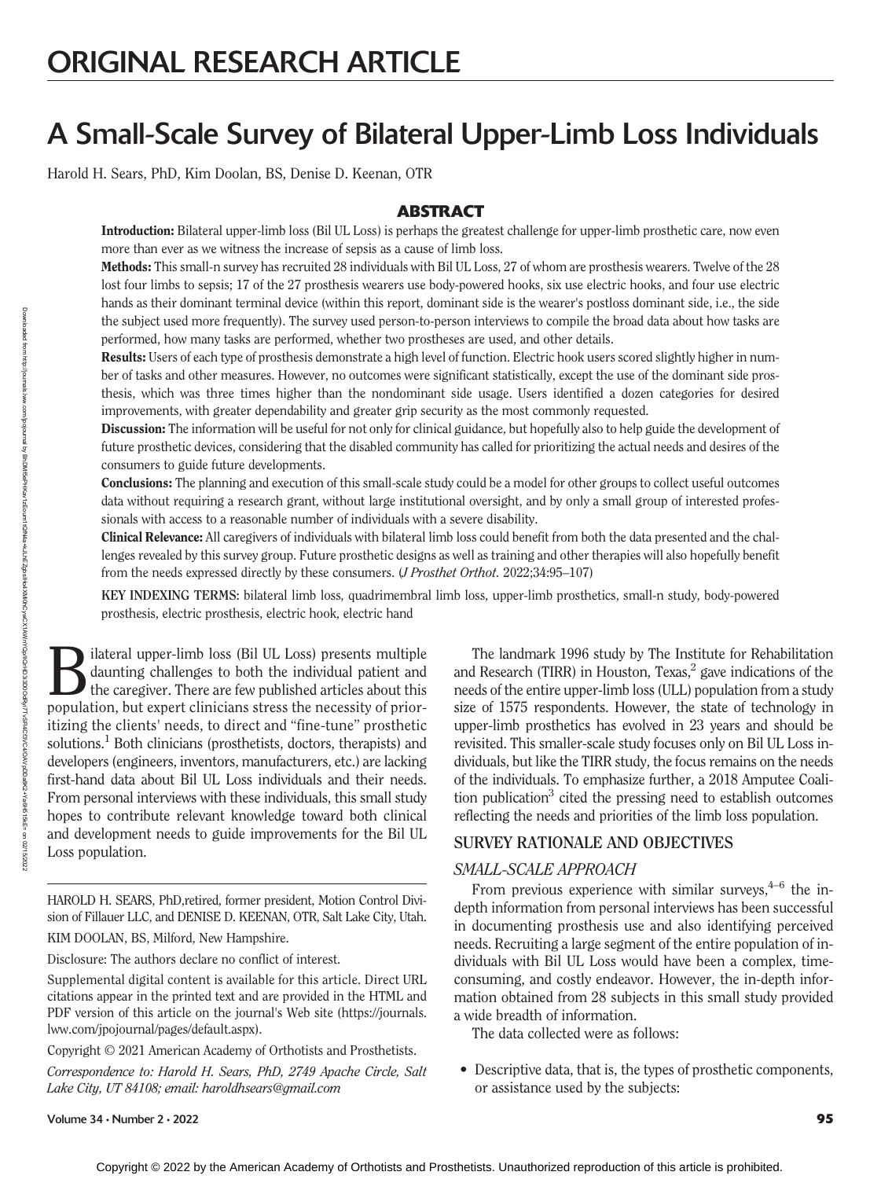# ORIGINAL RESEARCH ARTICLE

# A Small-Scale Survey of Bilateral Upper-Limb Loss Individuals

Harold H. Sears, PhD, Kim Doolan, BS, Denise D. Keenan, OTR

## ABSTRACT

**Introduction:** Bilateral upper-limb loss (Bil UL Loss) is perhaps the greatest challenge for upper-limb prosthetic care, now even more than ever as we witness the increase of sepsis as a cause of limb loss.

**Methods:** This small-n survey has recruited 28 individuals with Bil UL Loss, 27 of whom are prosthesis wearers. Twelve of the 28 lost four limbs to sepsis; 17 of the 27 prosthesis wearers use body-powered hooks, six use electric hooks, and four use electric hands as their dominant terminal device (within this report, dominant side is the wearer's postloss dominant side, i.e., the side the subject used more frequently). The survey used person-to-person interviews to compile the broad data about how tasks are performed, how many tasks are performed, whether two prostheses are used, and other details.

**Results:** Users of each type of prosthesis demonstrate a high level of function. Electric hook users scored slightly higher in number of tasks and other measures. However, no outcomes were significant statistically, except the use of the dominant side prosthesis, which was three times higher than the nondominant side usage. Users identified a dozen categories for desired improvements, with greater dependability and greater grip security as the most commonly requested.

**Discussion:** The information will be useful for not only for clinical guidance, but hopefully also to help guide the development of future prosthetic devices, considering that the disabled community has called for prioritizing the actual needs and desires of the consumers to guide future developments.

**Conclusions:** The planning and execution of this small-scale study could be a model for other groups to collect useful outcomes data without requiring a research grant, without large institutional oversight, and by only a small group of interested professionals with access to a reasonable number of individuals with a severe disability.

**Clinical Relevance:** All caregivers of individuals with bilateral limb loss could benefit from both the data presented and the challenges revealed by this survey group. Future prosthetic designs as well as training and other therapies will also hopefully benefit from the needs expressed directly by these consumers. (*J Prosthet Orthot.* 2022;34:95–107)

KEY INDEXING TERMS: bilateral limb loss, quadrimembral limb loss, upper-limb prosthetics, small-n study, body-powered prosthesis, electric prosthesis, electric hook, electric hand

Bilateral upper-limb loss (Bil UL Loss) presents multiple daunting challenges to both the individual patient and the caregiver. There are few published articles about this population, but expert clinicians stress the necessity of prioritizing the clients' needs, to direct and "fine-tune" prosthetic solutions.[1] Both clinicians (prosthetists, doctors, therapists) and developers (engineers, inventors, manufacturers, etc.) are lacking first-hand data about Bil UL Loss individuals and their needs. From personal interviews with these individuals, this small study hopes to contribute relevant knowledge toward both clinical and development needs to guide improvements for the Bil UL Loss population.

HAROLD H. SEARS, PhD,retired, former president, Motion Control Division of Fillauer LLC, and DENISE D. KEENAN, OTR, Salt Lake City, Utah.

KIM DOOLAN, BS, Milford, New Hampshire.

Disclosure: The authors declare no conflict of interest.

Supplemental digital content is available for this article. Direct URL citations appear in the printed text and are provided in the HTML and PDF version of this article on the journal's Web site (https://journals.lww.com/jpojournal/pages/default.aspx).

Copyright © 2021 American Academy of Orthotists and Prosthetists.

*Correspondence to: Harold H. Sears, PhD, 2749 Apache Circle, Salt Lake City, UT 84108; email: haroldhsears@gmail.com*

The landmark 1996 study by The Institute for Rehabilitation and Research (TIRR) in Houston, Texas,[2] gave indications of the needs of the entire upper-limb loss (ULL) population from a study size of 1575 respondents. However, the state of technology in upper-limb prosthetics has evolved in 23 years and should be revisited. This smaller-scale study focuses only on Bil UL Loss individuals, but like the TIRR study, the focus remains on the needs of the individuals. To emphasize further, a 2018 Amputee Coalition publication[3] cited the pressing need to establish outcomes reflecting the needs and priorities of the limb loss population.

## SURVEY RATIONALE AND OBJECTIVES

### SMALL-SCALE APPROACH

From previous experience with similar surveys,[4–6] the in-depth information from personal interviews has been successful in documenting prosthesis use and also identifying perceived needs. Recruiting a large segment of the entire population of individuals with Bil UL Loss would have been a complex, time-consuming, and costly endeavor. However, the in-depth information obtained from 28 subjects in this small study provided a wide breadth of information.

The data collected were as follows:

- Descriptive data, that is, the types of prosthetic components, or assistance used by the subjects: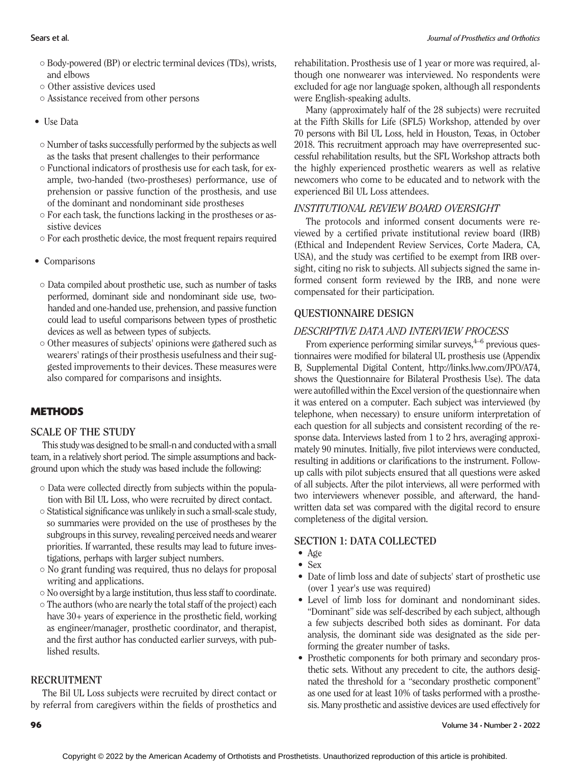- Body-powered (BP) or electric terminal devices (TDs), wrists, and elbows
- Other assistive devices used
- Assistance received from other persons

- Use Data
  - Number of tasks successfully performed by the subjects as well as the tasks that present challenges to their performance
  - Functional indicators of prosthesis use for each task, for example, two-handed (two-prostheses) performance, use of prehension or passive function of the prosthesis, and use of the dominant and nondominant side prostheses
  - For each task, the functions lacking in the prostheses or assistive devices
  - For each prosthetic device, the most frequent repairs required

- Comparisons
  - Data compiled about prosthetic use, such as number of tasks performed, dominant side and nondominant side use, two-handed and one-handed use, prehension, and passive function could lead to useful comparisons between types of prosthetic devices as well as between types of subjects.
  - Other measures of subjects' opinions were gathered such as wearers' ratings of their prosthesis usefulness and their suggested improvements to their devices. These measures were also compared for comparisons and insights.

## METHODS

### SCALE OF THE STUDY

This study was designed to be small-n and conducted with a small team, in a relatively short period. The simple assumptions and background upon which the study was based include the following:

- Data were collected directly from subjects within the population with Bil UL Loss, who were recruited by direct contact.
- Statistical significance was unlikely in such a small-scale study, so summaries were provided on the use of prostheses by the subgroups in this survey, revealing perceived needs and wearer priorities. If warranted, these results may lead to future investigations, perhaps with larger subject numbers.
- No grant funding was required, thus no delays for proposal writing and applications.
- No oversight by a large institution, thus less staff to coordinate.
- The authors (who are nearly the total staff of the project) each have 30+ years of experience in the prosthetic field, working as engineer/manager, prosthetic coordinator, and therapist, and the first author has conducted earlier surveys, with published results.

### RECRUITMENT

The Bil UL Loss subjects were recruited by direct contact or by referral from caregivers within the fields of prosthetics and rehabilitation. Prosthesis use of 1 year or more was required, although one nonwearer was interviewed. No respondents were excluded for age nor language spoken, although all respondents were English-speaking adults.

Many (approximately half of the 28 subjects) were recruited at the Fifth Skills for Life (SFL5) Workshop, attended by over 70 persons with Bil UL Loss, held in Houston, Texas, in October 2018. This recruitment approach may have overrepresented successful rehabilitation results, but the SFL Workshop attracts both the highly experienced prosthetic wearers as well as relative newcomers who come to be educated and to network with the experienced Bil UL Loss attendees.

### *INSTITUTIONAL REVIEW BOARD OVERSIGHT*

The protocols and informed consent documents were reviewed by a certified private institutional review board (IRB) (Ethical and Independent Review Services, Corte Madera, CA, USA), and the study was certified to be exempt from IRB oversight, citing no risk to subjects. All subjects signed the same informed consent form reviewed by the IRB, and none were compensated for their participation.

### QUESTIONNAIRE DESIGN

### *DESCRIPTIVE DATA AND INTERVIEW PROCESS*

From experience performing similar surveys,[4–6] previous questionnaires were modified for bilateral UL prosthesis use (Appendix B, Supplemental Digital Content, http://links.lww.com/JPO/A74, shows the Questionnaire for Bilateral Prosthesis Use). The data were autofilled within the Excel version of the questionnaire when it was entered on a computer. Each subject was interviewed (by telephone, when necessary) to ensure uniform interpretation of each question for all subjects and consistent recording of the response data. Interviews lasted from 1 to 2 hrs, averaging approximately 90 minutes. Initially, five pilot interviews were conducted, resulting in additions or clarifications to the instrument. Follow-up calls with pilot subjects ensured that all questions were asked of all subjects. After the pilot interviews, all were performed with two interviewers whenever possible, and afterward, the handwritten data set was compared with the digital record to ensure completeness of the digital version.

### SECTION 1: DATA COLLECTED

- Age
- Sex
- Date of limb loss and date of subjects' start of prosthetic use (over 1 year's use was required)
- Level of limb loss for dominant and nondominant sides. "Dominant" side was self-described by each subject, although a few subjects described both sides as dominant. For data analysis, the dominant side was designated as the side performing the greater number of tasks.
- Prosthetic components for both primary and secondary prosthetic sets. Without any precedent to cite, the authors designated the threshold for a "secondary prosthetic component" as one used for at least 10% of tasks performed with a prosthesis. Many prosthetic and assistive devices are used effectively for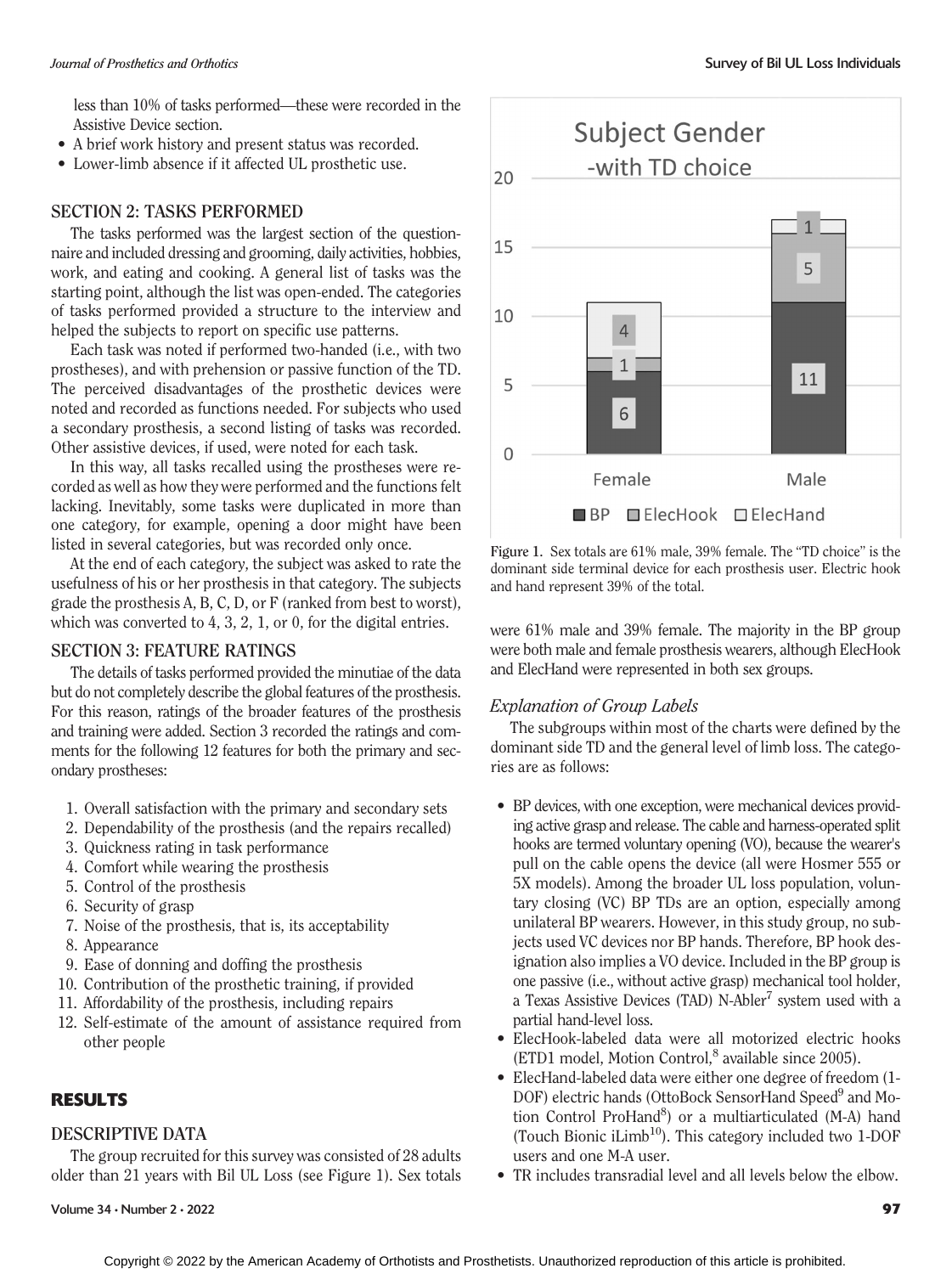less than 10% of tasks performed—these were recorded in the Assistive Device section.

- A brief work history and present status was recorded.
- Lower-limb absence if it affected UL prosthetic use.

## SECTION 2: TASKS PERFORMED

The tasks performed was the largest section of the questionnaire and included dressing and grooming, daily activities, hobbies, work, and eating and cooking. A general list of tasks was the starting point, although the list was open-ended. The categories of tasks performed provided a structure to the interview and helped the subjects to report on specific use patterns.

Each task was noted if performed two-handed (i.e., with two prostheses), and with prehension or passive function of the TD. The perceived disadvantages of the prosthetic devices were noted and recorded as functions needed. For subjects who used a secondary prosthesis, a second listing of tasks was recorded. Other assistive devices, if used, were noted for each task.

In this way, all tasks recalled using the prostheses were recorded as well as how they were performed and the functions felt lacking. Inevitably, some tasks were duplicated in more than one category, for example, opening a door might have been listed in several categories, but was recorded only once.

At the end of each category, the subject was asked to rate the usefulness of his or her prosthesis in that category. The subjects grade the prosthesis A, B, C, D, or F (ranked from best to worst), which was converted to 4, 3, 2, 1, or 0, for the digital entries.

## SECTION 3: FEATURE RATINGS

The details of tasks performed provided the minutiae of the data but do not completely describe the global features of the prosthesis. For this reason, ratings of the broader features of the prosthesis and training were added. Section 3 recorded the ratings and comments for the following 12 features for both the primary and secondary prostheses:

1. Overall satisfaction with the primary and secondary sets
2. Dependability of the prosthesis (and the repairs recalled)
3. Quickness rating in task performance
4. Comfort while wearing the prosthesis
5. Control of the prosthesis
6. Security of grasp
7. Noise of the prosthesis, that is, its acceptability
8. Appearance
9. Ease of donning and doffing the prosthesis
10. Contribution of the prosthetic training, if provided
11. Affordability of the prosthesis, including repairs
12. Self-estimate of the amount of assistance required from other people

# RESULTS

## DESCRIPTIVE DATA

The group recruited for this survey was consisted of 28 adults older than 21 years with Bil UL Loss (see Figure 1). Sex totals were 61% male and 39% female. The majority in the BP group were both male and female prosthesis wearers, although ElecHook and ElecHand were represented in both sex groups.

Figure 1. Sex totals are 61% male, 39% female. The "TD choice" is the dominant side terminal device for each prosthesis user. Electric hook and hand represent 39% of the total.

### *Explanation of Group Labels*

The subgroups within most of the charts were defined by the dominant side TD and the general level of limb loss. The categories are as follows:

- BP devices, with one exception, were mechanical devices providing active grasp and release. The cable and harness-operated split hooks are termed voluntary opening (VO), because the wearer's pull on the cable opens the device (all were Hosmer 555 or 5X models). Among the broader UL loss population, voluntary closing (VC) BP TDs are an option, especially among unilateral BP wearers. However, in this study group, no subjects used VC devices nor BP hands. Therefore, BP hook designation also implies a VO device. Included in the BP group is one passive (i.e., without active grasp) mechanical tool holder, a Texas Assistive Devices (TAD) N-Abler[7] system used with a partial hand-level loss.
- ElecHook-labeled data were all motorized electric hooks (ETD1 model, Motion Control,[8] available since 2005).
- ElecHand-labeled data were either one degree of freedom (1-DOF) electric hands (OttoBock SensorHand Speed[9] and Motion Control ProHand[8]) or a multiarticulated (M-A) hand (Touch Bionic iLimb[10]). This category included two 1-DOF users and one M-A user.
- TR includes transradial level and all levels below the elbow.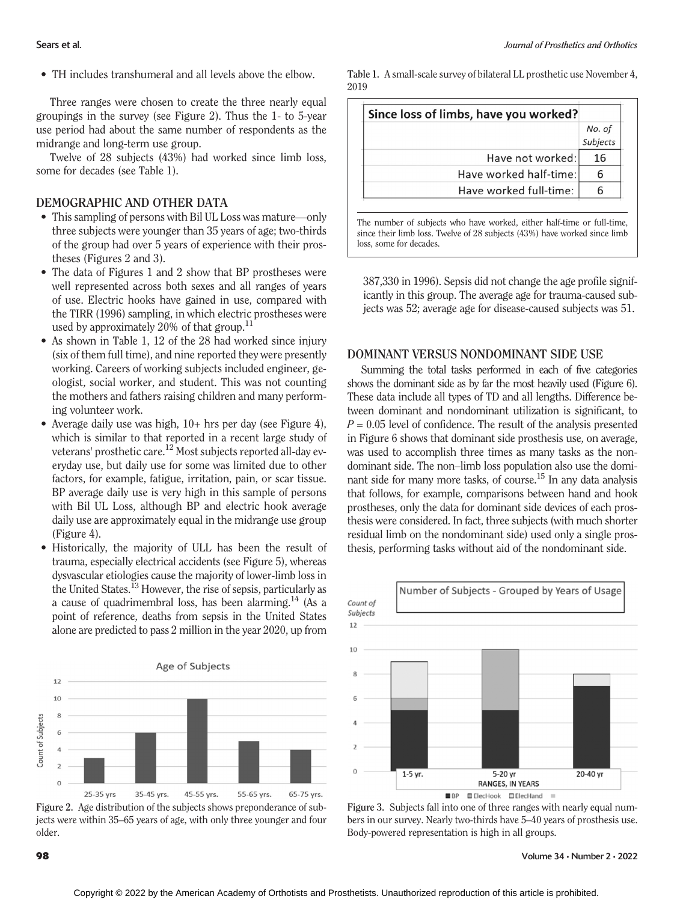- TH includes transhumeral and all levels above the elbow.

Three ranges were chosen to create the three nearly equal groupings in the survey (see Figure 2). Thus the 1- to 5-year use period had about the same number of respondents as the midrange and long-term use group.

Twelve of 28 subjects (43%) had worked since limb loss, some for decades (see Table 1).

## DEMOGRAPHIC AND OTHER DATA

- This sampling of persons with Bil UL Loss was mature—only three subjects were younger than 35 years of age; two-thirds of the group had over 5 years of experience with their prostheses (Figures 2 and 3).
- The data of Figures 1 and 2 show that BP prostheses were well represented across both sexes and all ranges of years of use. Electric hooks have gained in use, compared with the TIRR (1996) sampling, in which electric prostheses were used by approximately 20% of that group.[11]
- As shown in Table 1, 12 of the 28 had worked since injury (six of them full time), and nine reported they were presently working. Careers of working subjects included engineer, geologist, social worker, and student. This was not counting the mothers and fathers raising children and many performing volunteer work.
- Average daily use was high, 10+ hrs per day (see Figure 4), which is similar to that reported in a recent large study of veterans' prosthetic care.[12] Most subjects reported all-day everyday use, but daily use for some was limited due to other factors, for example, fatigue, irritation, pain, or scar tissue. BP average daily use is very high in this sample of persons with Bil UL Loss, although BP and electric hook average daily use are approximately equal in the midrange use group (Figure 4).
- Historically, the majority of ULL has been the result of trauma, especially electrical accidents (see Figure 5), whereas dysvascular etiologies cause the majority of lower-limb loss in the United States.[13] However, the rise of sepsis, particularly as a cause of quadrimembral loss, has been alarming.[14] (As a point of reference, deaths from sepsis in the United States alone are predicted to pass 2 million in the year 2020, up from 387,330 in 1996). Sepsis did not change the age profile significantly in this group. The average age for trauma-caused subjects was 52; average age for disease-caused subjects was 51.

Table 1. A small-scale survey of bilateral LL prosthetic use November 4, 2019

| Since loss of limbs, have you worked? | No. of Subjects |
|---|---|
| Have not worked: | 16 |
| Have worked half-time: | 6 |
| Have worked full-time: | 6 |

The number of subjects who have worked, either half-time or full-time, since their limb loss. Twelve of 28 subjects (43%) have worked since limb loss, some for decades.

## DOMINANT VERSUS NONDOMINANT SIDE USE

Summing the total tasks performed in each of five categories shows the dominant side as by far the most heavily used (Figure 6). These data include all types of TD and all lengths. Difference between dominant and nondominant utilization is significant, to $P = 0.05$ level of confidence. The result of the analysis presented in Figure 6 shows that dominant side prosthesis use, on average, was used to accomplish three times as many tasks as the nondominant side. The non–limb loss population also use the dominant side for many more tasks, of course.[15] In any data analysis that follows, for example, comparisons between hand and hook prostheses, only the data for dominant side devices of each prosthesis were considered. In fact, three subjects (with much shorter residual limb on the nondominant side) used only a single prosthesis, performing tasks without aid of the nondominant side.

Figure 2. Age distribution of the subjects shows preponderance of subjects were within 35–65 years of age, with only three younger and four older.

Figure 3. Subjects fall into one of three ranges with nearly equal numbers in our survey. Nearly two-thirds have 5–40 years of prosthesis use. Body-powered representation is high in all groups.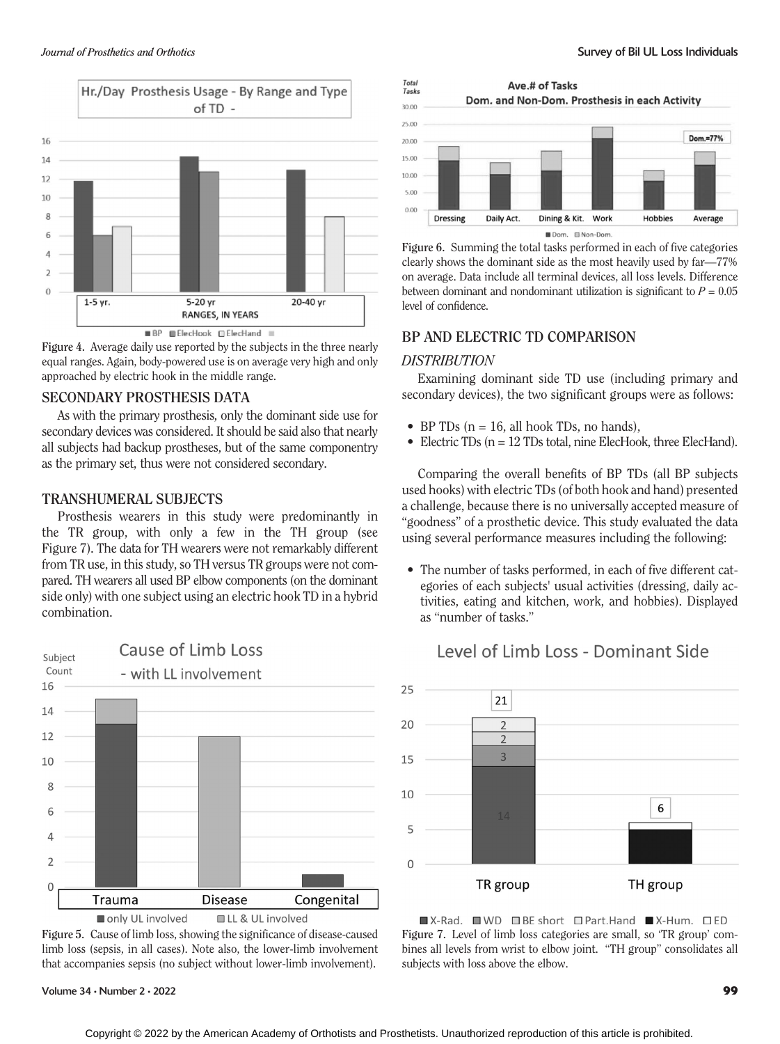Figure 4. Average daily use reported by the subjects in the three nearly equal ranges. Again, body-powered use is on average very high and only approached by electric hook in the middle range.

## SECONDARY PROSTHESIS DATA

As with the primary prosthesis, only the dominant side use for secondary devices was considered. It should be said also that nearly all subjects had backup prostheses, but of the same componentry as the primary set, thus were not considered secondary.

## TRANSHUMERAL SUBJECTS

Prosthesis wearers in this study were predominantly in the TR group, with only a few in the TH group (see Figure 7). The data for TH wearers were not remarkably different from TR use, in this study, so TH versus TR groups were not compared. TH wearers all used BP elbow components (on the dominant side only) with one subject using an electric hook TD in a hybrid combination.

Figure 5. Cause of limb loss, showing the significance of disease-caused limb loss (sepsis, in all cases). Note also, the lower-limb involvement that accompanies sepsis (no subject without lower-limb involvement).

Figure 6. Summing the total tasks performed in each of five categories clearly shows the dominant side as the most heavily used by far—77% on average. Data include all terminal devices, all loss levels. Difference between dominant and nondominant utilization is significant to $P = 0.05$ level of confidence.

## BP AND ELECTRIC TD COMPARISON

### *DISTRIBUTION*

Examining dominant side TD use (including primary and secondary devices), the two significant groups were as follows:

- BP TDs (n = 16, all hook TDs, no hands),
- Electric TDs (n = 12 TDs total, nine ElecHook, three ElecHand).

Comparing the overall benefits of BP TDs (all BP subjects used hooks) with electric TDs (of both hook and hand) presented a challenge, because there is no universally accepted measure of "goodness" of a prosthetic device. This study evaluated the data using several performance measures including the following:

- The number of tasks performed, in each of five different categories of each subjects' usual activities (dressing, daily activities, eating and kitchen, work, and hobbies). Displayed as "number of tasks."

Figure 7. Level of limb loss categories are small, so 'TR group' combines all levels from wrist to elbow joint. "TH group" consolidates all subjects with loss above the elbow.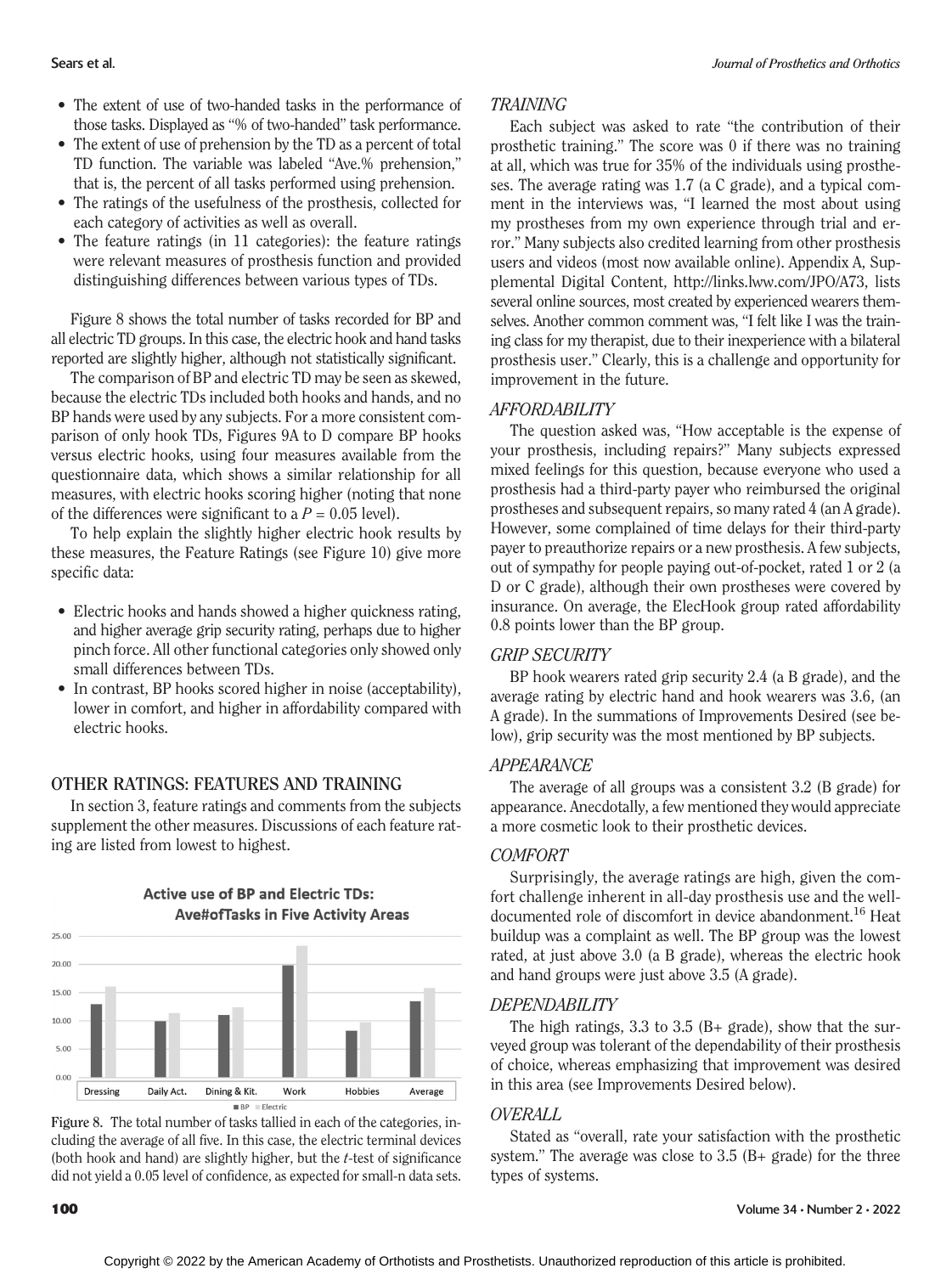- The extent of use of two-handed tasks in the performance of those tasks. Displayed as "% of two-handed" task performance.
- The extent of use of prehension by the TD as a percent of total TD function. The variable was labeled "Ave.% prehension," that is, the percent of all tasks performed using prehension.
- The ratings of the usefulness of the prosthesis, collected for each category of activities as well as overall.
- The feature ratings (in 11 categories): the feature ratings were relevant measures of prosthesis function and provided distinguishing differences between various types of TDs.

Figure 8 shows the total number of tasks recorded for BP and all electric TD groups. In this case, the electric hook and hand tasks reported are slightly higher, although not statistically significant.

The comparison of BP and electric TD may be seen as skewed, because the electric TDs included both hooks and hands, and no BP hands were used by any subjects. For a more consistent comparison of only hook TDs, Figures 9A to D compare BP hooks versus electric hooks, using four measures available from the questionnaire data, which shows a similar relationship for all measures, with electric hooks scoring higher (noting that none of the differences were significant to a $P = 0.05$ level).

To help explain the slightly higher electric hook results by these measures, the Feature Ratings (see Figure 10) give more specific data:

- Electric hooks and hands showed a higher quickness rating, and higher average grip security rating, perhaps due to higher pinch force. All other functional categories only showed only small differences between TDs.
- In contrast, BP hooks scored higher in noise (acceptability), lower in comfort, and higher in affordability compared with electric hooks.

## OTHER RATINGS: FEATURES AND TRAINING

In section 3, feature ratings and comments from the subjects supplement the other measures. Discussions of each feature rating are listed from lowest to highest.

Figure 8. The total number of tasks tallied in each of the categories, including the average of all five. In this case, the electric terminal devices (both hook and hand) are slightly higher, but the *t*-test of significance did not yield a 0.05 level of confidence, as expected for small-n data sets.

### *TRAINING*

Each subject was asked to rate "the contribution of their prosthetic training." The score was 0 if there was no training at all, which was true for 35% of the individuals using prostheses. The average rating was 1.7 (a C grade), and a typical comment in the interviews was, "I learned the most about using my prostheses from my own experience through trial and error." Many subjects also credited learning from other prosthesis users and videos (most now available online). Appendix A, Supplemental Digital Content, http://links.lww.com/JPO/A73, lists several online sources, most created by experienced wearers themselves. Another common comment was, "I felt like I was the training class for my therapist, due to their inexperience with a bilateral prosthesis user." Clearly, this is a challenge and opportunity for improvement in the future.

### *AFFORDABILITY*

The question asked was, "How acceptable is the expense of your prosthesis, including repairs?" Many subjects expressed mixed feelings for this question, because everyone who used a prosthesis had a third-party payer who reimbursed the original prostheses and subsequent repairs, so many rated 4 (an A grade). However, some complained of time delays for their third-party payer to preauthorize repairs or a new prosthesis. A few subjects, out of sympathy for people paying out-of-pocket, rated 1 or 2 (a D or C grade), although their own prostheses were covered by insurance. On average, the ElecHook group rated affordability 0.8 points lower than the BP group.

### *GRIP SECURITY*

BP hook wearers rated grip security 2.4 (a B grade), and the average rating by electric hand and hook wearers was 3.6, (an A grade). In the summations of Improvements Desired (see below), grip security was the most mentioned by BP subjects.

### *APPEARANCE*

The average of all groups was a consistent 3.2 (B grade) for appearance. Anecdotally, a few mentioned they would appreciate a more cosmetic look to their prosthetic devices.

### *COMFORT*

Surprisingly, the average ratings are high, given the comfort challenge inherent in all-day prosthesis use and the well-documented role of discomfort in device abandonment.[16] Heat buildup was a complaint as well. The BP group was the lowest rated, at just above 3.0 (a B grade), whereas the electric hook and hand groups were just above 3.5 (A grade).

### *DEPENDABILITY*

The high ratings, 3.3 to 3.5 (B+ grade), show that the surveyed group was tolerant of the dependability of their prosthesis of choice, whereas emphasizing that improvement was desired in this area (see Improvements Desired below).

### *OVERALL*

Stated as "overall, rate your satisfaction with the prosthetic system." The average was close to 3.5 (B+ grade) for the three types of systems.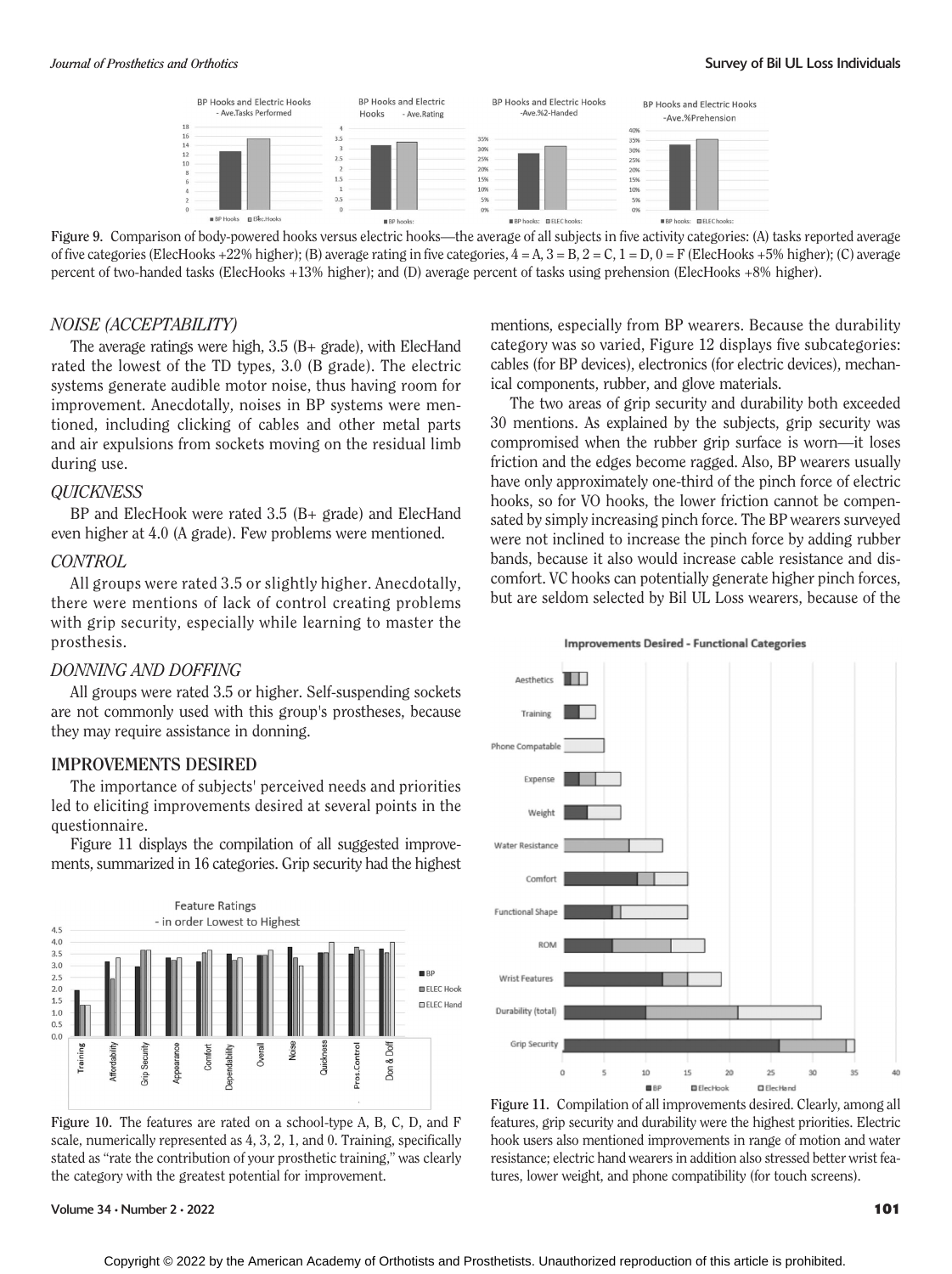Figure 9. Comparison of body-powered hooks versus electric hooks—the average of all subjects in five activity categories: (A) tasks reported average of five categories (ElecHooks +22% higher); (B) average rating in five categories, 4 = A, 3 = B, 2 = C, 1 = D, 0 = F (ElecHooks +5% higher); (C) average percent of two-handed tasks (ElecHooks +13% higher); and (D) average percent of tasks using prehension (ElecHooks +8% higher).

### *NOISE (ACCEPTABILITY)*

The average ratings were high, 3.5 (B+ grade), with ElecHand rated the lowest of the TD types, 3.0 (B grade). The electric systems generate audible motor noise, thus having room for improvement. Anecdotally, noises in BP systems were mentioned, including clicking of cables and other metal parts and air expulsions from sockets moving on the residual limb during use.

### *QUICKNESS*

BP and ElecHook were rated 3.5 (B+ grade) and ElecHand even higher at 4.0 (A grade). Few problems were mentioned.

### *CONTROL*

All groups were rated 3.5 or slightly higher. Anecdotally, there were mentions of lack of control creating problems with grip security, especially while learning to master the prosthesis.

### *DONNING AND DOFFING*

All groups were rated 3.5 or higher. Self-suspending sockets are not commonly used with this group's prostheses, because they may require assistance in donning.

## IMPROVEMENTS DESIRED

The importance of subjects' perceived needs and priorities led to eliciting improvements desired at several points in the questionnaire.

Figure 11 displays the compilation of all suggested improvements, summarized in 16 categories. Grip security had the highest mentions, especially from BP wearers. Because the durability category was so varied, Figure 12 displays five subcategories: cables (for BP devices), electronics (for electric devices), mechanical components, rubber, and glove materials.

The two areas of grip security and durability both exceeded 30 mentions. As explained by the subjects, grip security was compromised when the rubber grip surface is worn—it loses friction and the edges become ragged. Also, BP wearers usually have only approximately one-third of the pinch force of electric hooks, so for VO hooks, the lower friction cannot be compensated by simply increasing pinch force. The BP wearers surveyed were not inclined to increase the pinch force by adding rubber bands, because it also would increase cable resistance and discomfort. VC hooks can potentially generate higher pinch forces, but are seldom selected by Bil UL Loss wearers, because of the

Figure 10. The features are rated on a school-type A, B, C, D, and F scale, numerically represented as 4, 3, 2, 1, and 0. Training, specifically stated as "rate the contribution of your prosthetic training," was clearly the category with the greatest potential for improvement.

Figure 11. Compilation of all improvements desired. Clearly, among all features, grip security and durability were the highest priorities. Electric hook users also mentioned improvements in range of motion and water resistance; electric hand wearers in addition also stressed better wrist features, lower weight, and phone compatibility (for touch screens).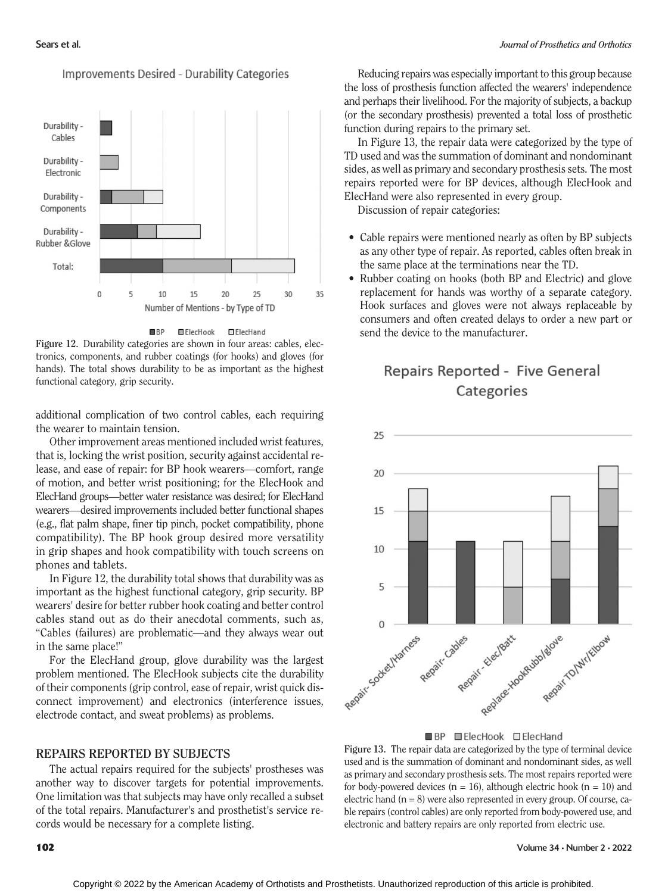Figure 12. Durability categories are shown in four areas: cables, electronics, components, and rubber coatings (for hooks) and gloves (for hands). The total shows durability to be as important as the highest functional category, grip security.

additional complication of two control cables, each requiring the wearer to maintain tension.

Other improvement areas mentioned included wrist features, that is, locking the wrist position, security against accidental release, and ease of repair: for BP hook wearers—comfort, range of motion, and better wrist positioning; for the ElecHook and ElecHand groups—better water resistance was desired; for ElecHand wearers—desired improvements included better functional shapes (e.g., flat palm shape, finer tip pinch, pocket compatibility, phone compatibility). The BP hook group desired more versatility in grip shapes and hook compatibility with touch screens on phones and tablets.

In Figure 12, the durability total shows that durability was as important as the highest functional category, grip security. BP wearers' desire for better rubber hook coating and better control cables stand out as do their anecdotal comments, such as, "Cables (failures) are problematic—and they always wear out in the same place!"

For the ElecHand group, glove durability was the largest problem mentioned. The ElecHook subjects cite the durability of their components (grip control, ease of repair, wrist quick disconnect improvement) and electronics (interference issues, electrode contact, and sweat problems) as problems.

## REPAIRS REPORTED BY SUBJECTS

The actual repairs required for the subjects' prostheses was another way to discover targets for potential improvements. One limitation was that subjects may have only recalled a subset of the total repairs. Manufacturer's and prosthetist's service records would be necessary for a complete listing.

Reducing repairs was especially important to this group because the loss of prosthesis function affected the wearers' independence and perhaps their livelihood. For the majority of subjects, a backup (or the secondary prosthesis) prevented a total loss of prosthetic function during repairs to the primary set.

In Figure 13, the repair data were categorized by the type of TD used and was the summation of dominant and nondominant sides, as well as primary and secondary prosthesis sets. The most repairs reported were for BP devices, although ElecHook and ElecHand were also represented in every group.

Discussion of repair categories:

- Cable repairs were mentioned nearly as often by BP subjects as any other type of repair. As reported, cables often break in the same place at the terminations near the TD.
- Rubber coating on hooks (both BP and Electric) and glove replacement for hands was worthy of a separate category. Hook surfaces and gloves were not always replaceable by consumers and often created delays to order a new part or send the device to the manufacturer.

Figure 13. The repair data are categorized by the type of terminal device used and is the summation of dominant and nondominant sides, as well as primary and secondary prosthesis sets. The most repairs reported were for body-powered devices (n = 16), although electric hook (n = 10) and electric hand (n = 8) were also represented in every group. Of course, cable repairs (control cables) are only reported from body-powered use, and electronic and battery repairs are only reported from electric use.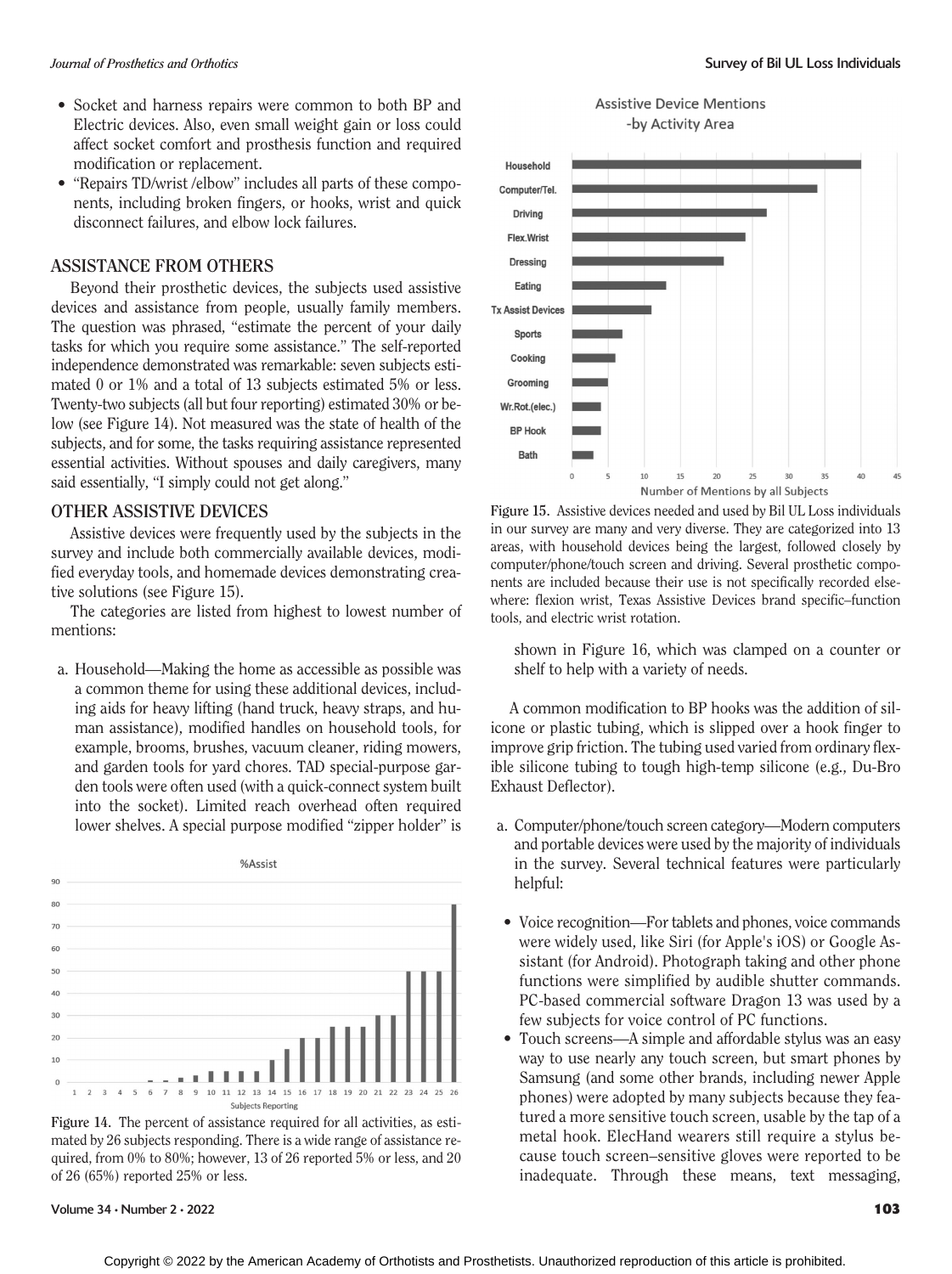- Socket and harness repairs were common to both BP and Electric devices. Also, even small weight gain or loss could affect socket comfort and prosthesis function and required modification or replacement.
- "Repairs TD/wrist /elbow" includes all parts of these components, including broken fingers, or hooks, wrist and quick disconnect failures, and elbow lock failures.

## ASSISTANCE FROM OTHERS

Beyond their prosthetic devices, the subjects used assistive devices and assistance from people, usually family members. The question was phrased, "estimate the percent of your daily tasks for which you require some assistance." The self-reported independence demonstrated was remarkable: seven subjects estimated 0 or 1% and a total of 13 subjects estimated 5% or less. Twenty-two subjects (all but four reporting) estimated 30% or below (see Figure 14). Not measured was the state of health of the subjects, and for some, the tasks requiring assistance represented essential activities. Without spouses and daily caregivers, many said essentially, "I simply could not get along."

## OTHER ASSISTIVE DEVICES

Assistive devices were frequently used by the subjects in the survey and include both commercially available devices, modified everyday tools, and homemade devices demonstrating creative solutions (see Figure 15).

The categories are listed from highest to lowest number of mentions:

a. Household—Making the home as accessible as possible was a common theme for using these additional devices, including aids for heavy lifting (hand truck, heavy straps, and human assistance), modified handles on household tools, for example, brooms, brushes, vacuum cleaner, riding mowers, and garden tools for yard chores. TAD special-purpose garden tools were often used (with a quick-connect system built into the socket). Limited reach overhead often required lower shelves. A special purpose modified "zipper holder" is shown in Figure 16, which was clamped on a counter or shelf to help with a variety of needs.

Figure 14. The percent of assistance required for all activities, as estimated by 26 subjects responding. There is a wide range of assistance required, from 0% to 80%; however, 13 of 26 reported 5% or less, and 20 of 26 (65%) reported 25% or less.

Figure 15. Assistive devices needed and used by Bil UL Loss individuals in our survey are many and very diverse. They are categorized into 13 areas, with household devices being the largest, followed closely by computer/phone/touch screen and driving. Several prosthetic components are included because their use is not specifically recorded elsewhere: flexion wrist, Texas Assistive Devices brand specific–function tools, and electric wrist rotation.

A common modification to BP hooks was the addition of silicone or plastic tubing, which is slipped over a hook finger to improve grip friction. The tubing used varied from ordinary flexible silicone tubing to tough high-temp silicone (e.g., Du-Bro Exhaust Deflector).

a. Computer/phone/touch screen category—Modern computers and portable devices were used by the majority of individuals in the survey. Several technical features were particularly helpful:

- Voice recognition—For tablets and phones, voice commands were widely used, like Siri (for Apple's iOS) or Google Assistant (for Android). Photograph taking and other phone functions were simplified by audible shutter commands. PC-based commercial software Dragon 13 was used by a few subjects for voice control of PC functions.
- Touch screens—A simple and affordable stylus was an easy way to use nearly any touch screen, but smart phones by Samsung (and some other brands, including newer Apple phones) were adopted by many subjects because they featured a more sensitive touch screen, usable by the tap of a metal hook. ElecHand wearers still require a stylus because touch screen–sensitive gloves were reported to be inadequate. Through these means, text messaging,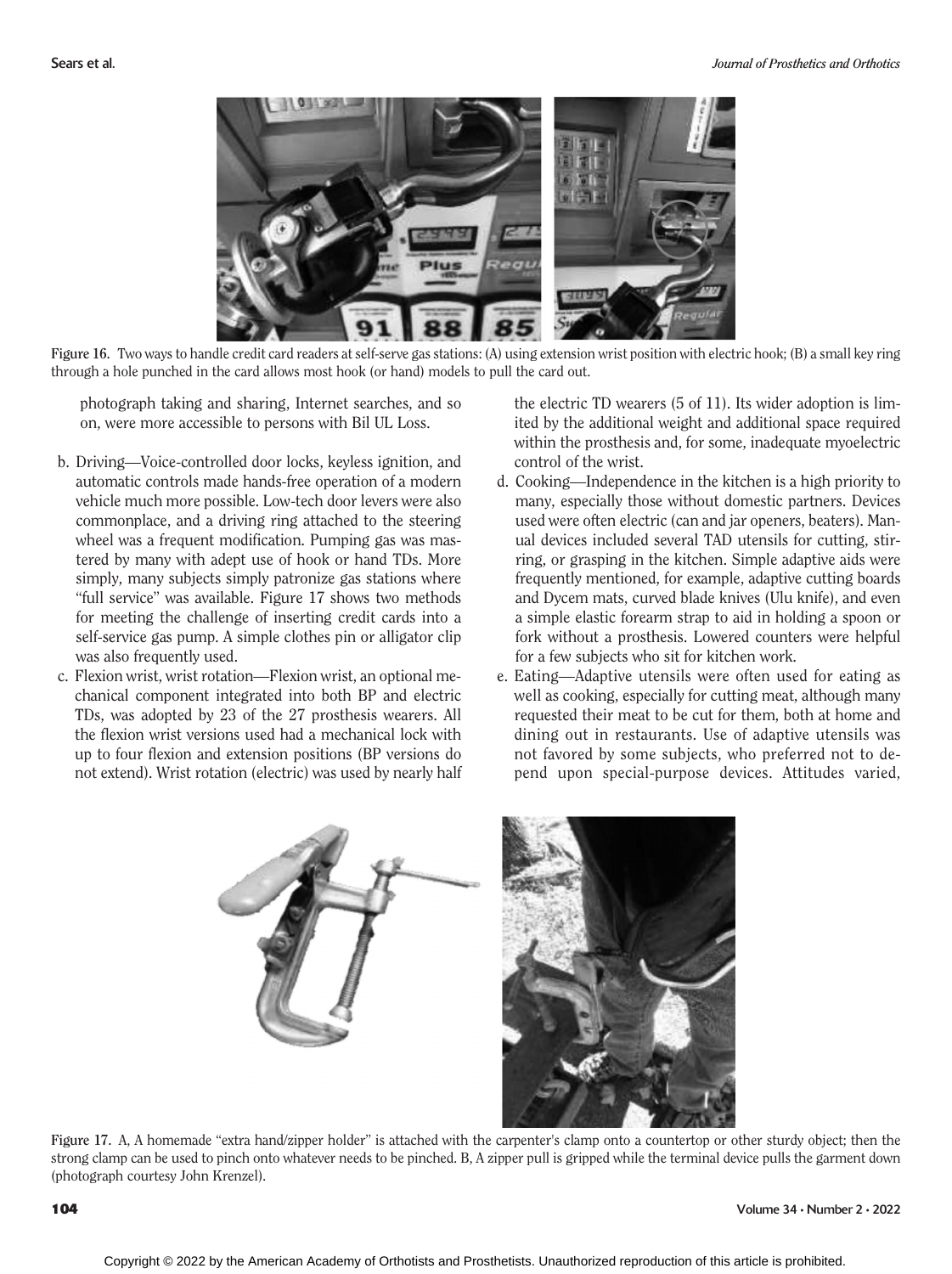Figure 16. Two ways to handle credit card readers at self-serve gas stations: (A) using extension wrist position with electric hook; (B) a small key ring through a hole punched in the card allows most hook (or hand) models to pull the card out.

photograph taking and sharing, Internet searches, and so on, were more accessible to persons with Bil UL Loss.

b. Driving—Voice-controlled door locks, keyless ignition, and automatic controls made hands-free operation of a modern vehicle much more possible. Low-tech door levers were also commonplace, and a driving ring attached to the steering wheel was a frequent modification. Pumping gas was mastered by many with adept use of hook or hand TDs. More simply, many subjects simply patronize gas stations where "full service" was available. Figure 17 shows two methods for meeting the challenge of inserting credit cards into a self-service gas pump. A simple clothes pin or alligator clip was also frequently used.
c. Flexion wrist, wrist rotation—Flexion wrist, an optional mechanical component integrated into both BP and electric TDs, was adopted by 23 of the 27 prosthesis wearers. All the flexion wrist versions used had a mechanical lock with up to four flexion and extension positions (BP versions do not extend). Wrist rotation (electric) was used by nearly half the electric TD wearers (5 of 11). Its wider adoption is limited by the additional weight and additional space required within the prosthesis and, for some, inadequate myoelectric control of the wrist.
d. Cooking—Independence in the kitchen is a high priority to many, especially those without domestic partners. Devices used were often electric (can and jar openers, beaters). Manual devices included several TAD utensils for cutting, stirring, or grasping in the kitchen. Simple adaptive aids were frequently mentioned, for example, adaptive cutting boards and Dycem mats, curved blade knives (Ulu knife), and even a simple elastic forearm strap to aid in holding a spoon or fork without a prosthesis. Lowered counters were helpful for a few subjects who sit for kitchen work.
e. Eating—Adaptive utensils were often used for eating as well as cooking, especially for cutting meat, although many requested their meat to be cut for them, both at home and dining out in restaurants. Use of adaptive utensils was not favored by some subjects, who preferred not to depend upon special-purpose devices. Attitudes varied,

Figure 17. A, A homemade "extra hand/zipper holder" is attached with the carpenter's clamp onto a countertop or other sturdy object; then the strong clamp can be used to pinch onto whatever needs to be pinched. B, A zipper pull is gripped while the terminal device pulls the garment down (photograph courtesy John Krenzel).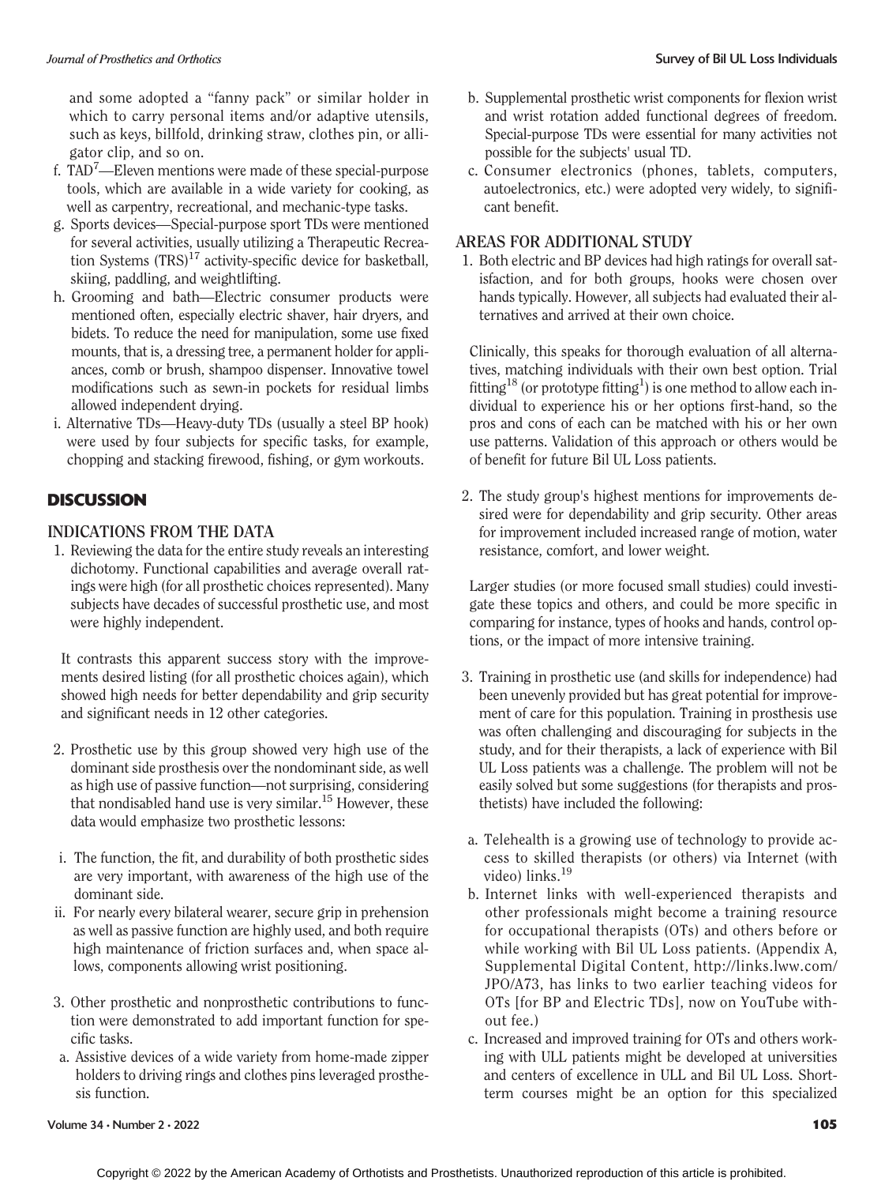and some adopted a "fanny pack" or similar holder in which to carry personal items and/or adaptive utensils, such as keys, billfold, drinking straw, clothes pin, or alligator clip, and so on.

f. TAD[7]—Eleven mentions were made of these special-purpose tools, which are available in a wide variety for cooking, as well as carpentry, recreational, and mechanic-type tasks.
g. Sports devices—Special-purpose sport TDs were mentioned for several activities, usually utilizing a Therapeutic Recreation Systems (TRS)[17] activity-specific device for basketball, skiing, paddling, and weightlifting.
h. Grooming and bath—Electric consumer products were mentioned often, especially electric shaver, hair dryers, and bidets. To reduce the need for manipulation, some use fixed mounts, that is, a dressing tree, a permanent holder for appliances, comb or brush, shampoo dispenser. Innovative towel modifications such as sewn-in pockets for residual limbs allowed independent drying.
i. Alternative TDs—Heavy-duty TDs (usually a steel BP hook) were used by four subjects for specific tasks, for example, chopping and stacking firewood, fishing, or gym workouts.

## DISCUSSION

### INDICATIONS FROM THE DATA

1. Reviewing the data for the entire study reveals an interesting dichotomy. Functional capabilities and average overall ratings were high (for all prosthetic choices represented). Many subjects have decades of successful prosthetic use, and most were highly independent.

   It contrasts this apparent success story with the improvements desired listing (for all prosthetic choices again), which showed high needs for better dependability and grip security and significant needs in 12 other categories.

2. Prosthetic use by this group showed very high use of the dominant side prosthesis over the nondominant side, as well as high use of passive function—not surprising, considering that nondisabled hand use is very similar.[15] However, these data would emphasize two prosthetic lessons:

   i. The function, the fit, and durability of both prosthetic sides are very important, with awareness of the high use of the dominant side.
   ii. For nearly every bilateral wearer, secure grip in prehension as well as passive function are highly used, and both require high maintenance of friction surfaces and, when space allows, components allowing wrist positioning.

3. Other prosthetic and nonprosthetic contributions to function were demonstrated to add important function for specific tasks.

   a. Assistive devices of a wide variety from home-made zipper holders to driving rings and clothes pins leveraged prosthesis function.
   b. Supplemental prosthetic wrist components for flexion wrist and wrist rotation added functional degrees of freedom. Special-purpose TDs were essential for many activities not possible for the subjects' usual TD.
   c. Consumer electronics (phones, tablets, computers, autoelectronics, etc.) were adopted very widely, to significant benefit.

### AREAS FOR ADDITIONAL STUDY

1. Both electric and BP devices had high ratings for overall satisfaction, and for both groups, hooks were chosen over hands typically. However, all subjects had evaluated their alternatives and arrived at their own choice.

   Clinically, this speaks for thorough evaluation of all alternatives, matching individuals with their own best option. Trial fitting[18] (or prototype fitting[1]) is one method to allow each individual to experience his or her options first-hand, so the pros and cons of each can be matched with his or her own use patterns. Validation of this approach or others would be of benefit for future Bil UL Loss patients.

2. The study group's highest mentions for improvements desired were for dependability and grip security. Other areas for improvement included increased range of motion, water resistance, comfort, and lower weight.

   Larger studies (or more focused small studies) could investigate these topics and others, and could be more specific in comparing for instance, types of hooks and hands, control options, or the impact of more intensive training.

3. Training in prosthetic use (and skills for independence) had been unevenly provided but has great potential for improvement of care for this population. Training in prosthesis use was often challenging and discouraging for subjects in the study, and for their therapists, a lack of experience with Bil UL Loss patients was a challenge. The problem will not be easily solved but some suggestions (for therapists and prosthetists) have included the following:

   a. Telehealth is a growing use of technology to provide access to skilled therapists (or others) via Internet (with video) links.[19]
   b. Internet links with well-experienced therapists and other professionals might become a training resource for occupational therapists (OTs) and others before or while working with Bil UL Loss patients. (Appendix A, Supplemental Digital Content, http://links.lww.com/JPO/A73, has links to two earlier teaching videos for OTs [for BP and Electric TDs], now on YouTube without fee.)
   c. Increased and improved training for OTs and others working with ULL patients might be developed at universities and centers of excellence in ULL and Bil UL Loss. Short-term courses might be an option for this specialized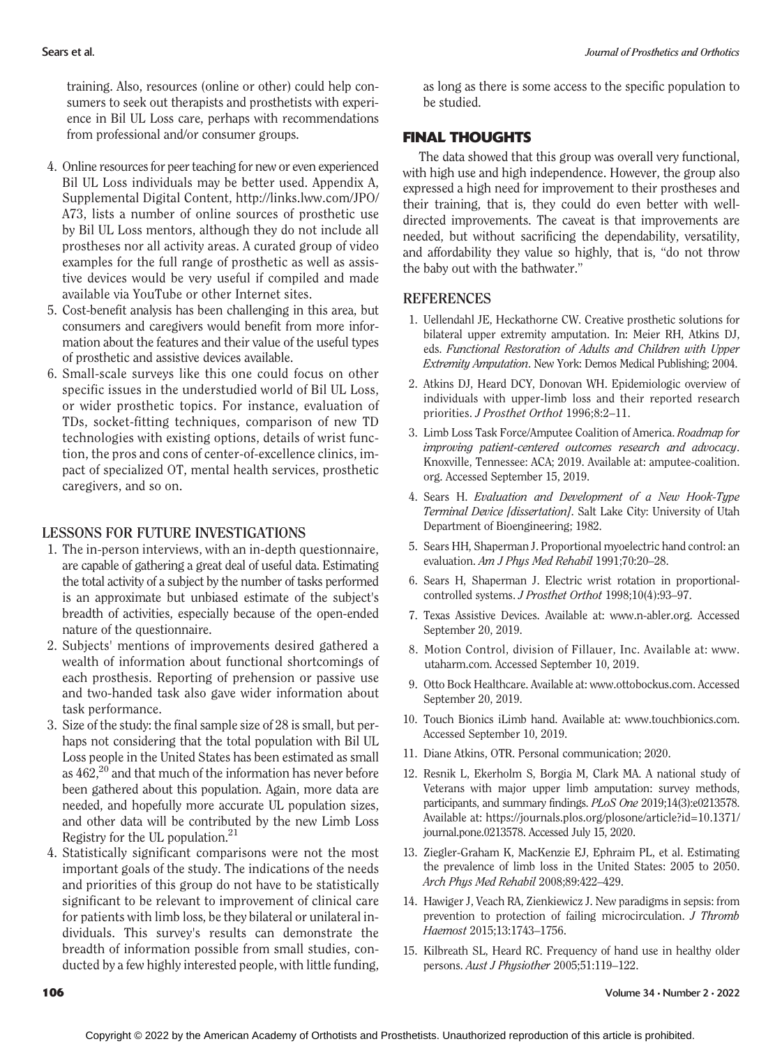training. Also, resources (online or other) could help consumers to seek out therapists and prosthetists with experience in Bil UL Loss care, perhaps with recommendations from professional and/or consumer groups.

4. Online resources for peer teaching for new or even experienced Bil UL Loss individuals may be better used. Appendix A, Supplemental Digital Content, http://links.lww.com/JPO/A73, lists a number of online sources of prosthetic use by Bil UL Loss mentors, although they do not include all prostheses nor all activity areas. A curated group of video examples for the full range of prosthetic as well as assistive devices would be very useful if compiled and made available via YouTube or other Internet sites.
5. Cost-benefit analysis has been challenging in this area, but consumers and caregivers would benefit from more information about the features and their value of the useful types of prosthetic and assistive devices available.
6. Small-scale surveys like this one could focus on other specific issues in the understudied world of Bil UL Loss, or wider prosthetic topics. For instance, evaluation of TDs, socket-fitting techniques, comparison of new TD technologies with existing options, details of wrist function, the pros and cons of center-of-excellence clinics, impact of specialized OT, mental health services, prosthetic caregivers, and so on.

## LESSONS FOR FUTURE INVESTIGATIONS

1. The in-person interviews, with an in-depth questionnaire, are capable of gathering a great deal of useful data. Estimating the total activity of a subject by the number of tasks performed is an approximate but unbiased estimate of the subject's breadth of activities, especially because of the open-ended nature of the questionnaire.
2. Subjects' mentions of improvements desired gathered a wealth of information about functional shortcomings of each prosthesis. Reporting of prehension or passive use and two-handed task also gave wider information about task performance.
3. Size of the study: the final sample size of 28 is small, but perhaps not considering that the total population with Bil UL Loss people in the United States has been estimated as small as 462,[20] and that much of the information has never before been gathered about this population. Again, more data are needed, and hopefully more accurate UL population sizes, and other data will be contributed by the new Limb Loss Registry for the UL population.[21]
4. Statistically significant comparisons were not the most important goals of the study. The indications of the needs and priorities of this group do not have to be statistically significant to be relevant to improvement of clinical care for patients with limb loss, be they bilateral or unilateral individuals. This survey's results can demonstrate the breadth of information possible from small studies, conducted by a few highly interested people, with little funding, as long as there is some access to the specific population to be studied.

## FINAL THOUGHTS

The data showed that this group was overall very functional, with high use and high independence. However, the group also expressed a high need for improvement to their prostheses and their training, that is, they could do even better with well-directed improvements. The caveat is that improvements are needed, but without sacrificing the dependability, versatility, and affordability they value so highly, that is, "do not throw the baby out with the bathwater."

## REFERENCES

1. Uellendahl JE, Heckathorne CW. Creative prosthetic solutions for bilateral upper extremity amputation. In: Meier RH, Atkins DJ, eds. *Functional Restoration of Adults and Children with Upper Extremity Amputation*. New York: Demos Medical Publishing; 2004.
2. Atkins DJ, Heard DCY, Donovan WH. Epidemiologic overview of individuals with upper-limb loss and their reported research priorities. *J Prosthet Orthot* 1996;8:2–11.
3. Limb Loss Task Force/Amputee Coalition of America. *Roadmap for improving patient-centered outcomes research and advocacy*. Knoxville, Tennessee: ACA; 2019. Available at: amputee-coalition.org. Accessed September 15, 2019.
4. Sears H. *Evaluation and Development of a New Hook-Type Terminal Device [dissertation]*. Salt Lake City: University of Utah Department of Bioengineering; 1982.
5. Sears HH, Shaperman J. Proportional myoelectric hand control: an evaluation. *Am J Phys Med Rehabil* 1991;70:20–28.
6. Sears H, Shaperman J. Electric wrist rotation in proportional-controlled systems. *J Prosthet Orthot* 1998;10(4):93–97.
7. Texas Assistive Devices. Available at: www.n-abler.org. Accessed September 20, 2019.
8. Motion Control, division of Fillauer, Inc. Available at: www.utaharm.com. Accessed September 10, 2019.
9. Otto Bock Healthcare. Available at: www.ottobockus.com. Accessed September 20, 2019.
10. Touch Bionics iLimb hand. Available at: www.touchbionics.com. Accessed September 10, 2019.
11. Diane Atkins, OTR. Personal communication; 2020.
12. Resnik L, Ekerholm S, Borgia M, Clark MA. A national study of Veterans with major upper limb amputation: survey methods, participants, and summary findings. *PLoS One* 2019;14(3):e0213578. Available at: https://journals.plos.org/plosone/article?id=10.1371/journal.pone.0213578. Accessed July 15, 2020.
13. Ziegler-Graham K, MacKenzie EJ, Ephraim PL, et al. Estimating the prevalence of limb loss in the United States: 2005 to 2050. *Arch Phys Med Rehabil* 2008;89:422–429.
14. Hawiger J, Veach RA, Zienkiewicz J. New paradigms in sepsis: from prevention to protection of failing microcirculation. *J Thromb Haemost* 2015;13:1743–1756.
15. Kilbreath SL, Heard RC. Frequency of hand use in healthy older persons. *Aust J Physiother* 2005;51:119–122.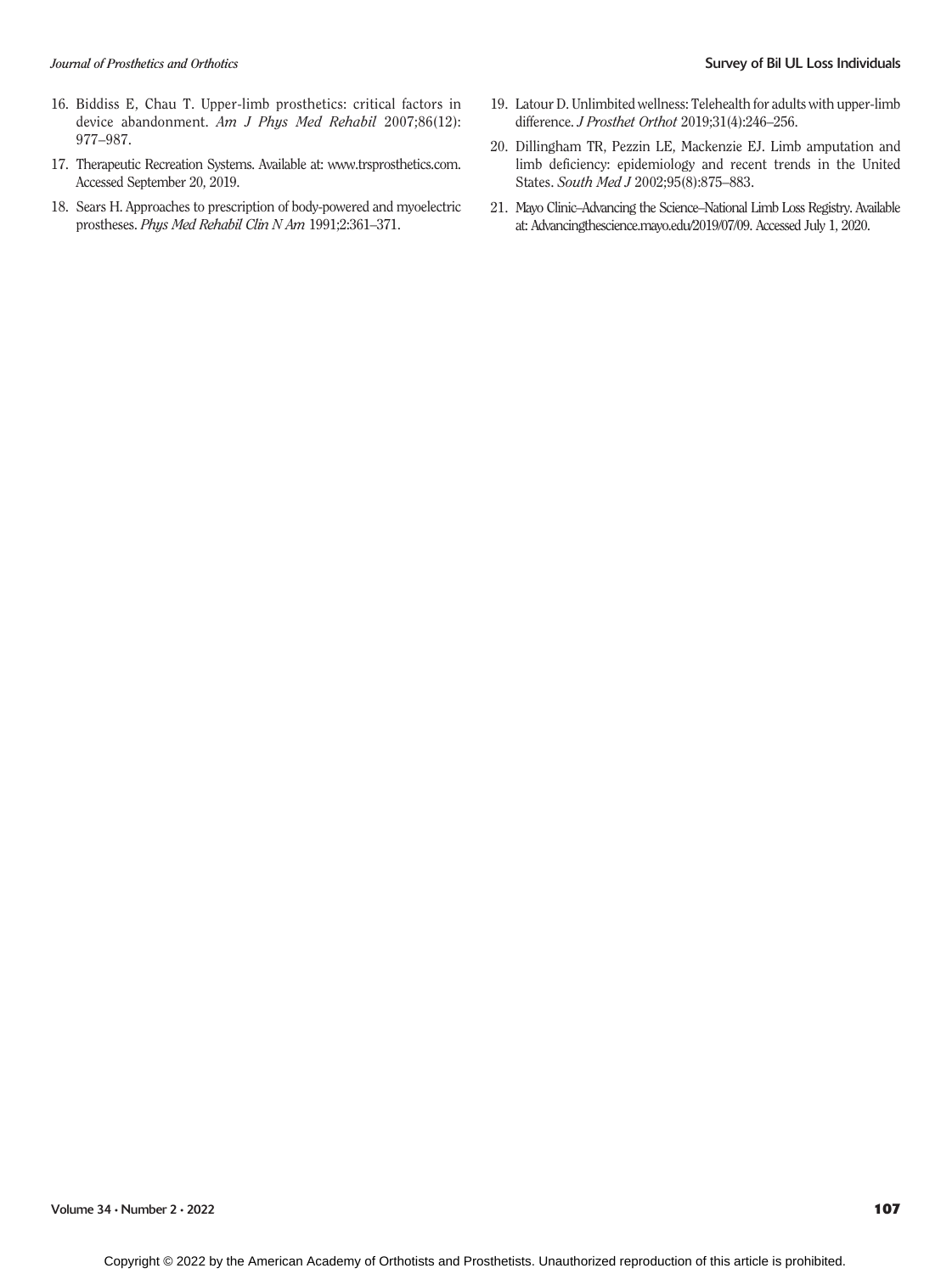16. Biddiss E, Chau T. Upper-limb prosthetics: critical factors in device abandonment. *Am J Phys Med Rehabil* 2007;86(12): 977–987.
17. Therapeutic Recreation Systems. Available at: www.trsprosthetics.com. Accessed September 20, 2019.
18. Sears H. Approaches to prescription of body-powered and myoelectric prostheses. *Phys Med Rehabil Clin N Am* 1991;2:361–371.
19. Latour D. Unlimbited wellness: Telehealth for adults with upper-limb difference. *J Prosthet Orthot* 2019;31(4):246–256.
20. Dillingham TR, Pezzin LE, Mackenzie EJ. Limb amputation and limb deficiency: epidemiology and recent trends in the United States. *South Med J* 2002;95(8):875–883.
21. Mayo Clinic–Advancing the Science–National Limb Loss Registry. Available at: Advancingthescience.mayo.edu/2019/07/09. Accessed July 1, 2020.

Copyright © 2022 by the American Academy of Orthotists and Prosthetists. Unauthorized reproduction of this article is prohibited.